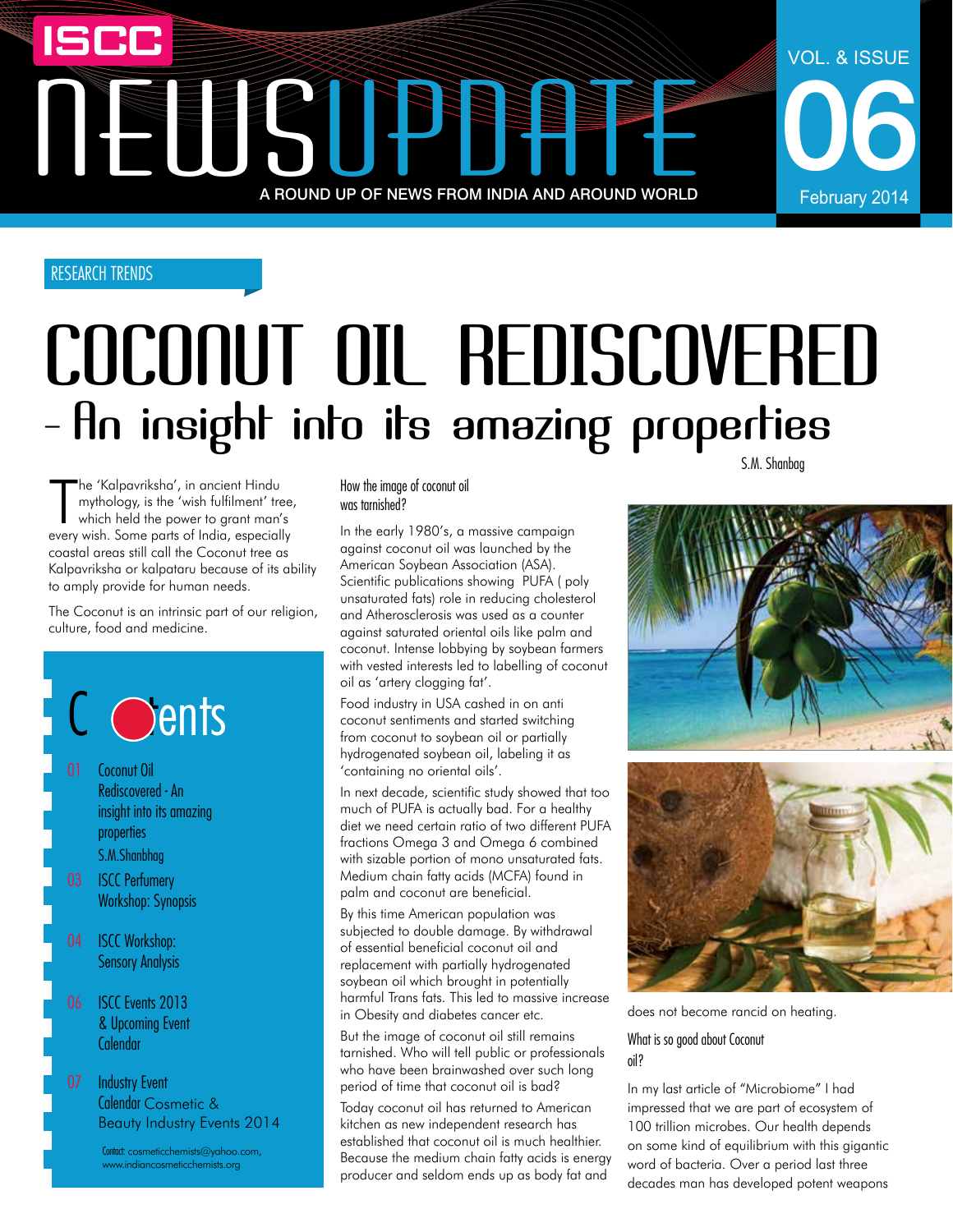# ISCC NEWSUPDATE

A ROUND UP OF NEWS FROM INDIA AND AROUND WORLD

VOL. & ISSUE 06

February 2014

RESEARCH TRENDS

# COCONUT OIL REDISCOVERED

## – An insight into its amazing properties

S.M. Shanbag

The 'Kalpavriksha', in ancient Hindu mythology, is the 'wish fulfilment' tree, which held the power to grant man's every wish. Some parts of India, especially coastal areas still call the Coconut tree as Kalpavriksha or kalpataru because of its ability to amply provide for human needs.

The Coconut is an intrinsic part of our religion, culture, food and medicine.

### Contents

- 01 Coconut Oil Rediscovered - An insight into its amazing properties S.M.Shanbhag
- 03 ISCC Perfumery Workshop: Synopsis
- 04 ISCC Workshop: Sensory Analysis
- 06 ISCC Events 2013 & Upcoming Event Calendar
- 07 Industry Event Calendar Cosmetic & Beauty Industry Events 2014

Contact: cosmeticchemists@yahoo.com, www.indiancosmeticchemists.org

### How the image of coconut oil was tarnished?

In the early 1980's, a massive campaign against coconut oil was launched by the American Soybean Association (ASA). Scientific publications showing PUFA ( poly unsaturated fats) role in reducing cholesterol and Atherosclerosis was used as a counter against saturated oriental oils like palm and coconut. Intense lobbying by soybean farmers with vested interests led to labelling of coconut oil as 'artery clogging fat'.

Food industry in USA cashed in on anti coconut sentiments and started switching from coconut to soybean oil or partially hydrogenated soybean oil, labeling it as 'containing no oriental oils'.

In next decade, scientific study showed that too much of PUFA is actually bad. For a healthy diet we need certain ratio of two different PUFA fractions Omega 3 and Omega 6 combined with sizable portion of mono unsaturated fats. Medium chain fatty acids (MCFA) found in palm and coconut are beneficial.

By this time American population was subjected to double damage. By withdrawal of essential beneficial coconut oil and replacement with partially hydrogenated soybean oil which brought in potentially harmful Trans fats. This led to massive increase in Obesity and diabetes cancer etc.

But the image of coconut oil still remains tarnished. Who will tell public or professionals who have been brainwashed over such long period of time that coconut oil is bad?

Today coconut oil has returned to American kitchen as new independent research has established that coconut oil is much healthier. Because the medium chain fatty acids is energy producer and seldom ends up as body fat and does not become rancid on heating.

### What is so good about Coconut oil?

In my last article of "Microbiome" I had impressed that we are part of ecosystem of 100 trillion microbes. Our health depends on some kind of equilibrium with this gigantic word of bacteria. Over a period last three decades man has developed potent weapons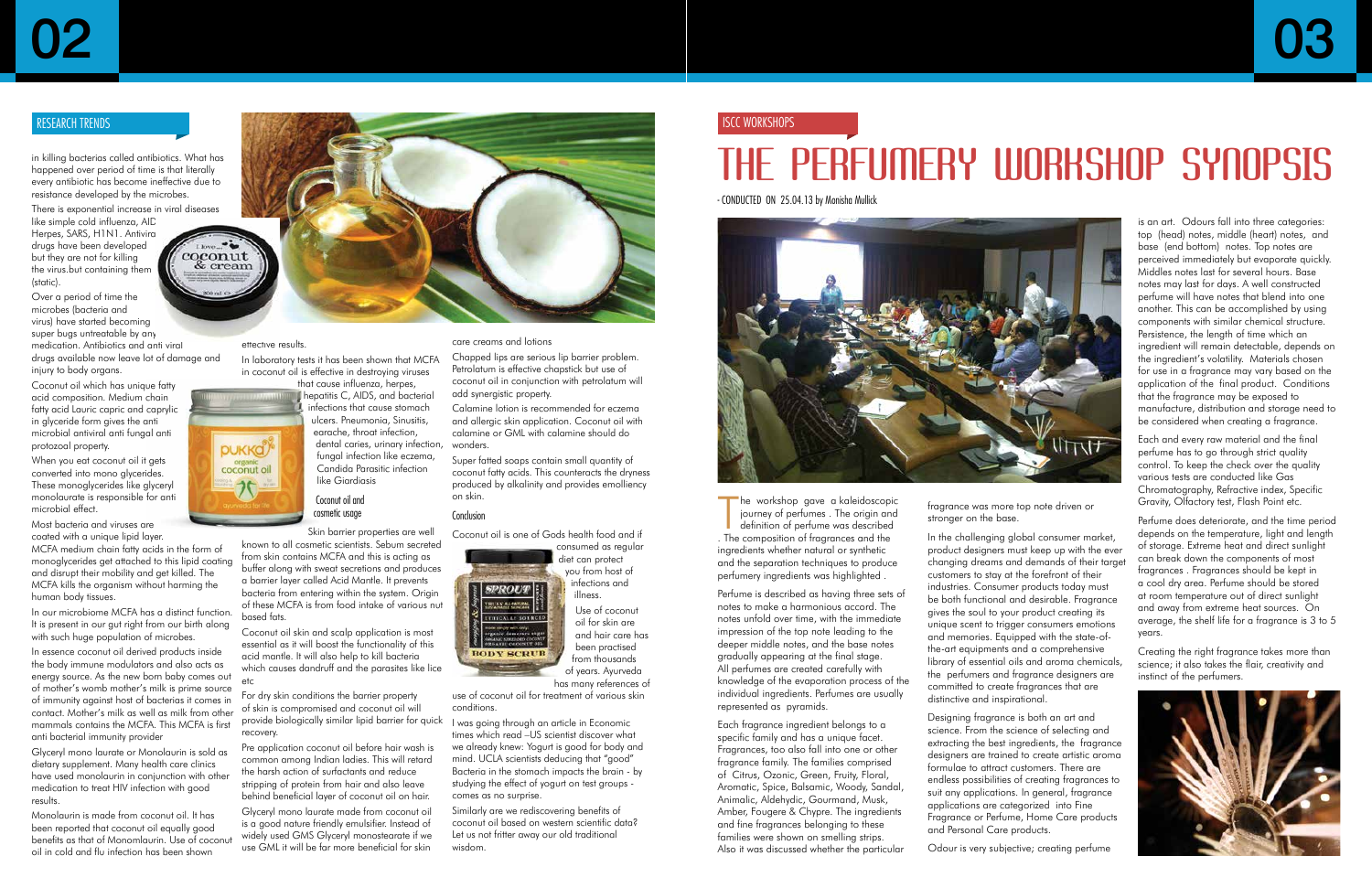## RESEARCH TRENDS

in killing bacterias called antibiotics. What has happened over period of time is that literally every antibiotic has become ineffective due to resistance developed by the microbes.

There is exponential increase in viral diseases like simple cold influenza, AID Herpes, SARS, H1N1. Antiviral drugs have been developed but they are not for killing the virus.but containing them (static).

Over a period of time the microbes (bacteria and virus) have started becoming super bugs untreatable by any medication. Antibiotics and anti viral drugs available now leave lot of damage and injury to body organs.

Coconut oil which has unique fatty acid composition. Medium chain fatty acid Lauric capric and caprylic in glyceride form gives the anti microbial antiviral anti fungal anti protozoal property.

When you eat coconut oil it gets converted into mono glycerides. These monoglycerides like glyceryl monolaurate is responsible for anti microbial effect.

Most bacteria and viruses are coated with a unique lipid layer. MCFA medium chain fatty acids in the form of monoglycerides get attached to this lipid coating and disrupt their mobility and get killed. The MCFA kills the organism without harming the human body tissues.

In our microbiome MCFA has a distinct function. It is present in our gut right from our birth along with such huge population of microbes.

In essence coconut oil derived products inside the body immune modulators and also acts as energy source. As the new born baby comes out of mother's womb mother's milk is prime source of immunity against host of bacterias it comes in contact. Mother's milk as well as milk from other mammals contains the MCFA. This MCFA is first anti bacterial immunity provider

Glyceryl mono laurate or Monolaurin is sold as dietary supplement. Many health care clinics have used monolaurin in conjunction with other medication to treat HIV infection with good results.

Monolaurin is made from coconut oil. It has been reported that coconut oil equally good benefits as that of Monomlaurin. Use of coconut oil in cold and flu infection has been shown effective results.

In laboratory tests it has been shown that MCFA in coconut oil is effective in destroying viruses that cause influenza, herpes, hepatitis C, AIDS, and bacterial infections that cause stomach ulcers. Pneumonia, Sinusitis, earache, throat infection, dental caries, urinary infection, fungal infection like eczema, Candida Parasitic infection like Giardiasis

### Coconut oil and cosmetic usage

Skin barrier properties are well known to all cosmetic scientists. Sebum secreted from skin contains MCFA and this is acting as buffer along with sweat secretions and produces a barrier layer called Acid Mantle. It prevents bacteria from entering within the system. Origin of these MCFA is from food intake of various nut based fats.

Coconut oil skin and scalp application is most essential as it will boost the functionality of this acid mantle. It will also help to kill bacteria which causes dandruff and the parasites like lice etc

For dry skin conditions the barrier property of skin is compromised and coconut oil will provide biologically similar lipid barrier for quick recovery.

Pre application coconut oil before hair wash is common among Indian ladies. This will retard the harsh action of surfactants and reduce stripping of protein from hair and also leave behind beneficial layer of coconut oil on hair.

Glyceryl mono laurate made from coconut oil is a good nature friendly emulsifier. Instead of widely used GMS Glyceryl monostearate if we use GML it will be far more beneficial for skin care creams and lotions

Chapped lips are serious lip barrier problem. Petrolatum is effective chapstick but use of coconut oil in conjunction with petrolatum will add synergistic property.

Calamine lotion is recommended for eczema and allergic skin application. Coconut oil with calamine or GML with calamine should do wonders.

Super fatted soaps contain small quantity of coconut fatty acids. This counteracts the dryness produced by alkalinity and provides emolliency on skin.

### Conclusion

Coconut oil is one of Gods health food and if consumed as regular diet can protect you from host of infections and illness.

Use of coconut oil for skin are and hair care has been practised from thousands of years. Ayurveda has many references of use of coconut oil for treatment of various skin conditions.

I was going through an article in Economic times which read –US scientist discover what we already knew: Yogurt is good for body and mind. UCLA scientists deducing that "good" Bacteria in the stomach impacts the brain - by studying the effect of yogurt on test groups - comes as no surprise.

Similarly are we rediscovering benefits of coconut oil based on western scientific data? Let us not fritter away our old traditional wisdom.

## ISCC WORKSHOPS

# THE PERFUMERY WORKSHOP SYNOPSIS

- CONDUCTED ON 25.04.13 by Manisha Mullick

The workshop gave a kaleidoscopic journey of perfumes . The origin and definition of perfume was described . The composition of fragrances and the ingredients whether natural or synthetic and the separation techniques to produce perfumery ingredients was highlighted .

Perfume is described as having three sets of notes to make a harmonious accord. The notes unfold over time, with the immediate impression of the top note leading to the deeper middle notes, and the base notes gradually appearing at the final stage. All perfumes are created carefully with knowledge of the evaporation process of the individual ingredients. Perfumes are usually represented as pyramids.

Each fragrance ingredient belongs to a specific family and has a unique facet. Fragrances, too also fall into one or other fragrance family. The families comprised of Citrus, Ozonic, Green, Fruity, Floral, Aromatic, Spice, Balsamic, Woody, Sandal, Animalic, Aldehydic, Gourmand, Musk, Amber, Fougere & Chypre. The ingredients and fine fragrances belonging to these families were shown on smelling strips. Also it was discussed whether the particular fragrance was more top note driven or stronger on the base.

In the challenging global consumer market, product designers must keep up with the ever changing dreams and demands of their target customers to stay at the forefront of their industries. Consumer products today must be both functional and desirable. Fragrance gives the soul to your product creating its unique scent to trigger consumers emotions and memories. Equipped with the state-of-the-art equipments and a comprehensive library of essential oils and aroma chemicals, the perfumers and fragrance designers are committed to create fragrances that are distinctive and inspirational.

Designing fragrance is both an art and science. From the science of selecting and extracting the best ingredients, the fragrance designers are trained to create artistic aroma formulae to attract customers. There are endless possibilities of creating fragrances to suit any applications. In general, fragrance applications are categorized into Fine Fragrance or Perfume, Home Care products and Personal Care products.

Odour is very subjective; creating perfume is an art. Odours fall into three categories: top (head) notes, middle (heart) notes, and base (end bottom) notes. Top notes are perceived immediately but evaporate quickly. Middles notes last for several hours. Base notes may last for days. A well constructed perfume will have notes that blend into one another. This can be accomplished by using components with similar chemical structure. Persistence, the length of time which an ingredient will remain detectable, depends on the ingredient's volatility. Materials chosen for use in a fragrance may vary based on the application of the final product. Conditions that the fragrance may be exposed to manufacture, distribution and storage need to be considered when creating a fragrance.

Each and every raw material and the final perfume has to go through strict quality control. To keep the check over the quality various tests are conducted like Gas Chromatography, Refractive index, Specific Gravity, Olfactory test, Flash Point etc.

Perfume does deteriorate, and the time period depends on the temperature, light and length of storage. Extreme heat and direct sunlight can break down the components of most fragrances . Fragrances should be kept in a cool dry area. Perfume should be stored at room temperature out of direct sunlight and away from extreme heat sources. On average, the shelf life for a fragrance is 3 to 5 years.

Creating the right fragrance takes more than science; it also takes the flair, creativity and instinct of the perfumers.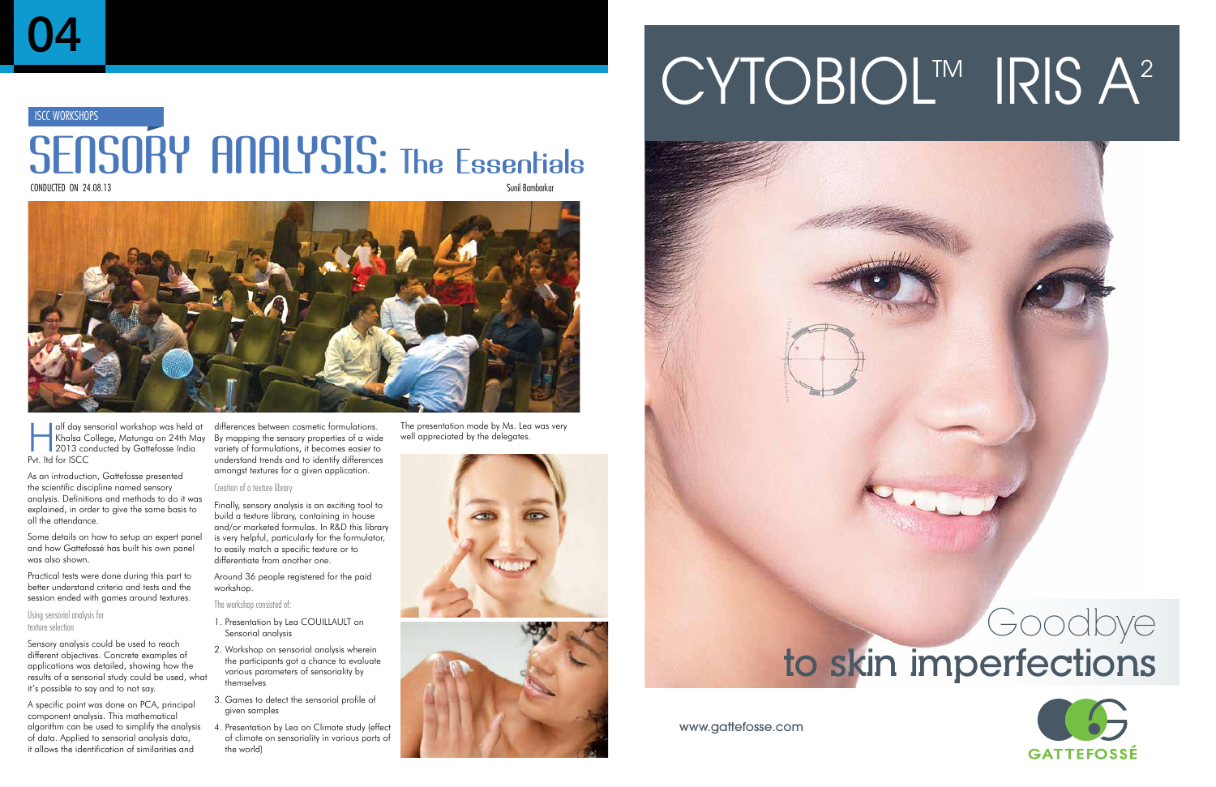ISCC WORKSHOPS

# SENSORY ANALYSIS: The Essentials

CONDUCTED ON 24.08.13

Sunil Bambarkar

Half day sensorial workshop was held at Khalsa College, Matunga on 24th May 2013 conducted by Gattefosse India Pvt. ltd for ISCC

As an introduction, Gattefosse presented the scientific discipline named sensory analysis. Definitions and methods to do it was explained, in order to give the same basis to all the attendance.

Some details on how to setup an expert panel and how Gattefossé has built his own panel was also shown.

Practical tests were done during this part to better understand criteria and tests and the session ended with games around textures.

### Using sensorial analysis for texture selection

Sensory analysis could be used to reach different objectives. Concrete examples of applications was detailed, showing how the results of a sensorial study could be used, what it's possible to say and to not say.

A specific point was done on PCA, principal component analysis. This mathematical algorithm can be used to simplify the analysis of data. Applied to sensorial analysis data, it allows the identification of similarities and differences between cosmetic formulations. By mapping the sensory properties of a wide variety of formulations, it becomes easier to understand trends and to identify differences amongst textures for a given application.

### Creation of a texture library

Finally, sensory analysis is an exciting tool to build a texture library, containing in house and/or marketed formulas. In R&D this library is very helpful, particularly for the formulator, to easily match a specific texture or to differentiate from another one.

Around 36 people registered for the paid workshop.

The workshop consisted of:

1. Presentation by Lea COUILLAULT on Sensorial analysis
2. Workshop on sensorial analysis wherein the participants got a chance to evaluate various parameters of sensoriality by themselves
3. Games to detect the sensorial profile of given samples
4. Presentation by Lea on Climate study (effect of climate on sensoriality in various parts of the world)

The presentation made by Ms. Lea was very well appreciated by the delegates.

# CYTOBIOL™ IRIS A[2]

Goodbye to skin imperfections

www.gattefosse.com

GATTEFOSSÉ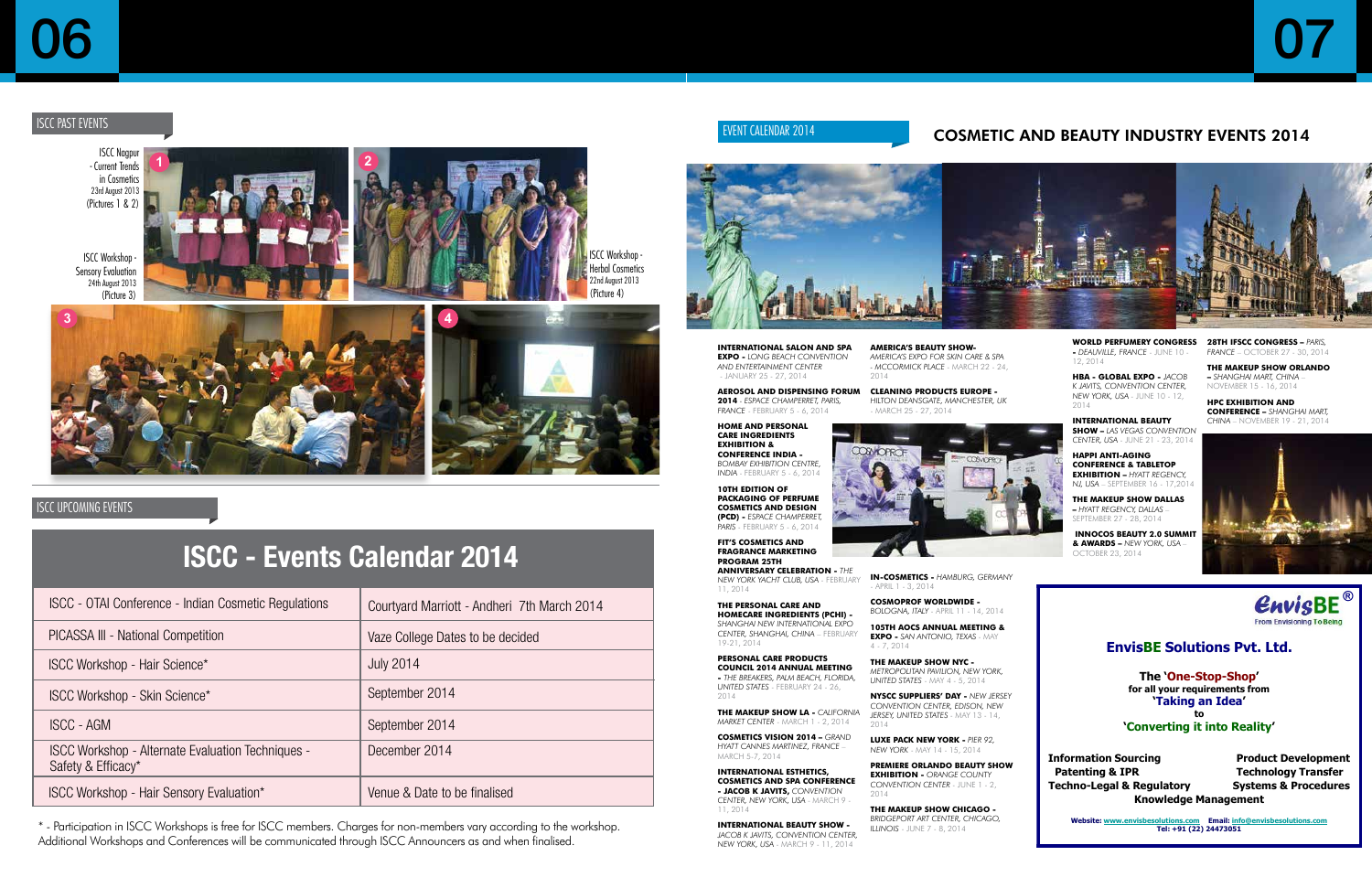## ISCC PAST EVENTS

ISCC Nagpur - Current Trends in Cosmetics 23rd August 2013 (Pictures 1 & 2)

ISCC Workshop - Sensory Evaluation 24th August 2013 (Picture 3)

ISCC Workshop - Herbal Cosmetics 22nd August 2013 (Picture 4)

## ISCC UPCOMING EVENTS

### ISCC - Events Calendar 2014

| Event | Venue / Date |
|---|---|
| ISCC - OTAI Conference - Indian Cosmetic Regulations | Courtyard Marriott - Andheri 7th March 2014 |
| PICASSA III - National Competition | Vaze College Dates to be decided |
| ISCC Workshop - Hair Science* | July 2014 |
| ISCC Workshop - Skin Science* | September 2014 |
| ISCC - AGM | September 2014 |
| ISCC Workshop - Alternate Evaluation Techniques - Safety & Efficacy* | December 2014 |
| ISCC Workshop - Hair Sensory Evaluation* | Venue & Date to be finalised |

* - Participation in ISCC Workshops is free for ISCC members. Charges for non-members vary according to the workshop. Additional Workshops and Conferences will be communicated through ISCC Announcers as and when finalised.

## EVENT CALENDAR 2014

## COSMETIC AND BEAUTY INDUSTRY EVENTS 2014

**INTERNATIONAL SALON AND SPA EXPO -** *LONG BEACH CONVENTION AND ENTERTAINMENT CENTER* - JANUARY 25 - 27, 2014

**AEROSOL AND DISPENSING FORUM 2014 -** *ESPACE CHAMPERRET, PARIS, FRANCE* - FEBRUARY 5 - 6, 2014

**HOME AND PERSONAL CARE INGREDIENTS EXHIBITION & CONFERENCE INDIA -** *BOMBAY EXHIBITION CENTRE, INDIA* - FEBRUARY 5 - 6, 2014

**10TH EDITION OF PACKAGING OF PERFUME COSMETICS AND DESIGN (PCD) -** *ESPACE CHAMPERRET, PARIS* - FEBRUARY 5 - 6, 2014

**FIT'S COSMETICS AND FRAGRANCE MARKETING PROGRAM 25TH ANNIVERSARY CELEBRATION -** *THE NEW YORK YACHT CLUB, USA* - FEBRUARY 11, 2014

**THE PERSONAL CARE AND HOMECARE INGREDIENTS (PCHI) -** *SHANGHAI NEW INTERNATIONAL EXPO CENTER, SHANGHAI, CHINA* - FEBRUARY 19-21, 2014

**PERSONAL CARE PRODUCTS COUNCIL 2014 ANNUAL MEETING -** *THE BREAKERS, PALM BEACH, FLORIDA, UNITED STATES* - FEBRUARY 24 - 26, 2014

**THE MAKEUP SHOW LA -** *CALIFORNIA MARKET CENTER* - MARCH 1 - 2, 2014

**COSMETICS VISION 2014 -** *GRAND HYATT CANNES MARTINEZ, FRANCE* - MARCH 5-7, 2014

**INTERNATIONAL ESTHETICS, COSMETICS AND SPA CONFERENCE - JACOB K JAVITS,** *CONVENTION CENTER, NEW YORK, USA* - MARCH 9 - 11, 2014

**INTERNATIONAL BEAUTY SHOW -** *JACOB K JAVITS, CONVENTION CENTER, NEW YORK, USA* - MARCH 9 - 11, 2014

**AMERICA'S BEAUTY SHOW-** *AMERICA'S EXPO FOR SKIN CARE & SPA - MCCORMICK PLACE* - MARCH 22 - 24, 2014

**CLEANING PRODUCTS EUROPE -** *HILTON DEANSGATE, MANCHESTER, UK* - MARCH 25 - 27, 2014

**IN-COSMETICS -** *HAMBURG, GERMANY* - APRIL 1 - 3, 2014

**COSMOPROF WORLDWIDE -** *BOLOGNA, ITALY* - APRIL 11 - 14, 2014

**105TH AOCS ANNUAL MEETING & EXPO -** *SAN ANTONIO, TEXAS* - MAY 4 - 7, 2014

**THE MAKEUP SHOW NYC -** *METROPOLITAN PAVILION, NEW YORK, UNITED STATES* - MAY 4 - 5, 2014

**NYSCC SUPPLIERS' DAY -** *NEW JERSEY CONVENTION CENTER, EDISON, NEW JERSEY, UNITED STATES* - MAY 13 - 14, 2014

**LUXE PACK NEW YORK -** *PIER 92, NEW YORK* - MAY 14 - 15, 2014

**PREMIERE ORLANDO BEAUTY SHOW EXHIBITION -** *ORANGE COUNTY CONVENTION CENTER* - JUNE 1 - 2, 2014

**THE MAKEUP SHOW CHICAGO -** *BRIDGEPORT ART CENTER, CHICAGO, ILLINOIS* - JUNE 7 - 8, 2014

**WORLD PERFUMERY CONGRESS -** *DEAUVILLE, FRANCE* - JUNE 10 - 12, 2014

**HBA - GLOBAL EXPO -** *JACOB K JAVITS, CONVENTION CENTER, NEW YORK, USA* - JUNE 10 - 12, 2014

**INTERNATIONAL BEAUTY SHOW -** *LAS VEGAS CONVENTION CENTER, USA* - JUNE 21 - 23, 2014

**HAPPI ANTI-AGING CONFERENCE & TABLETOP EXHIBITION -** *HYATT REGENCY, NJ, USA* - SEPTEMBER 16 - 17, 2014

**THE MAKEUP SHOW DALLAS -** *HYATT REGENCY, DALLAS* - SEPTEMBER 27 - 28, 2014

**INNOCOS BEAUTY 2.0 SUMMIT & AWARDS -** *NEW YORK, USA* - OCTOBER 23, 2014

**28TH IFSCC CONGRESS -** *PARIS, FRANCE* - OCTOBER 27 - 30, 2014

**THE MAKEUP SHOW ORLANDO -** *SHANGHAI MART, CHINA* - NOVEMBER 15 - 16, 2014

**HPC EXHIBITION AND CONFERENCE -** *SHANGHAI MART, CHINA* - NOVEMBER 19 - 21, 2014

---

**EnvisBE®** From Envisioning To Being

### EnvisBE Solutions Pvt. Ltd.

**The 'One-Stop-Shop' for all your requirements from 'Taking an Idea' to 'Converting it into Reality'**

- Information Sourcing
- Patenting & IPR
- Techno-Legal & Regulatory
- Product Development
- Technology Transfer
- Systems & Procedures
- Knowledge Management

Website: www.envisbesolutions.com Email: info@envisbesolutions.com
Tel: +91 (22) 24473051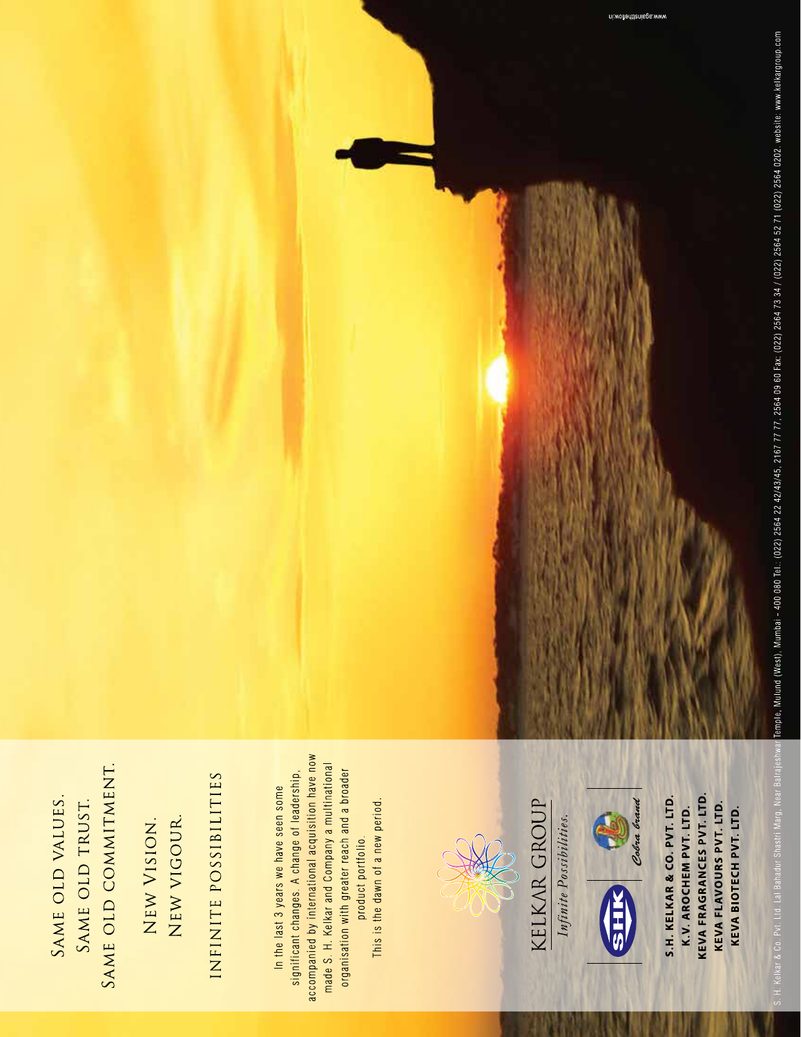# SAME OLD VALUES.
# SAME OLD TRUST.
# SAME OLD COMMITMENT.

## NEW VISION.
## NEW VIGOUR.

## INFINITE POSSIBILITIES

In the last 3 years we have seen some significant changes. A change of leadership, accompanied by international acquisition have now made S. H. Kelkar and Company a multinational organisation with greater reach and a broader product portfolio.

This is the dawn of a new period.

KELKAR GROUP

*Infinite Possibilities.*

SHK

*Cobra brand*

**S.H. KELKAR & CO. PVT. LTD.**
**K.V. AROCHEM PVT. LTD.**
**KEVA FRAGRANCES PVT. LTD.**
**KEVA FLAVOURS PVT. LTD.**
**KEVA BIOTECH PVT. LTD.**

S. H. Kelkar & Co. Pvt. Ltd. Lal Bahadur Shastri Marg, Near Balrajeshwar Temple, Mulund (West), Mumbai – 400 080 Tel.: (022) 2564 22 42/43/45, 2167 77 77, 2564 09 60 Fax: (022) 2564 73 34 / (022) 2564 52 71 (022) 2564 0202. website: www.kelkargroup.com

www.againsttheflow.in